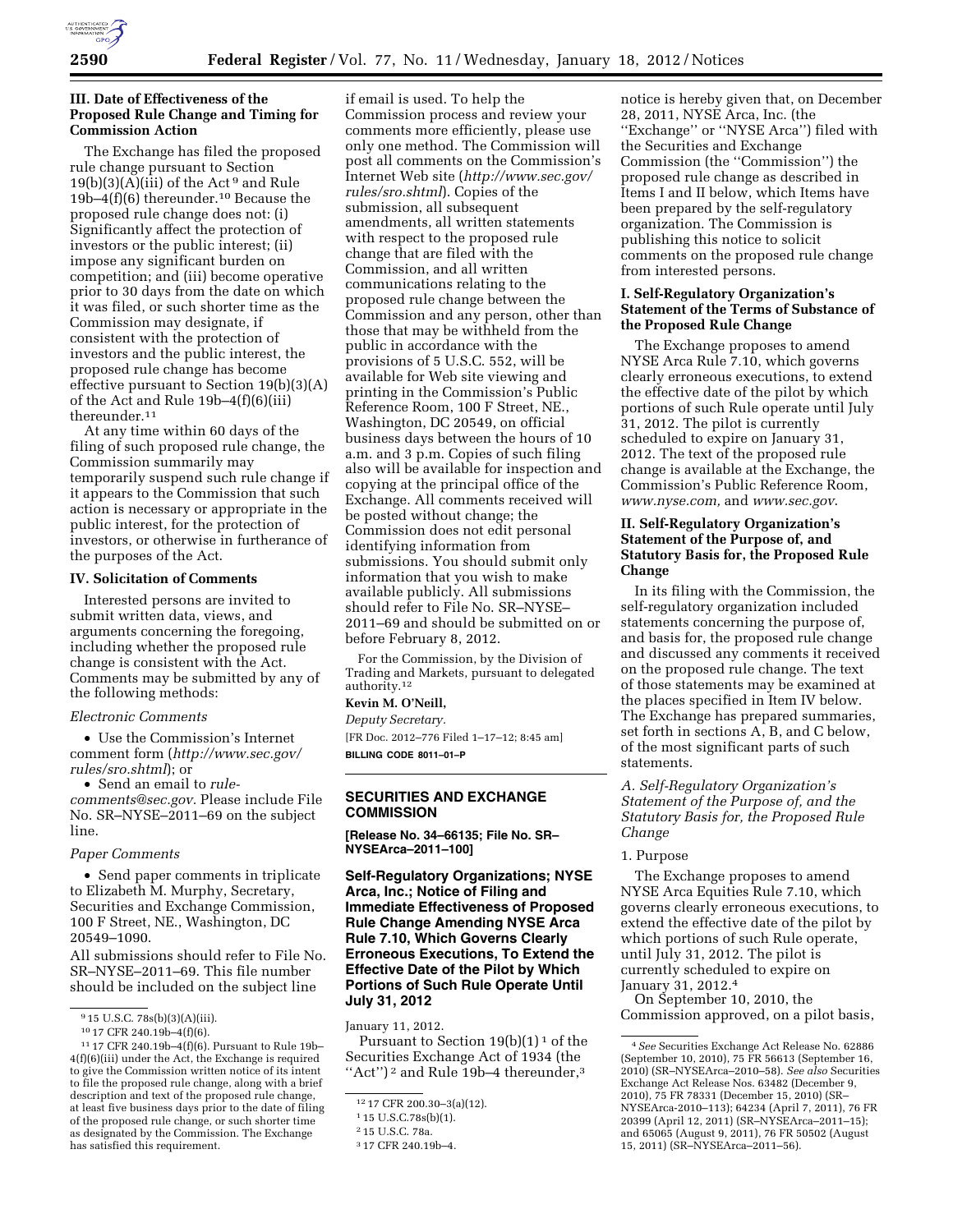### III. Date of Effectiveness of the Proposed Rule Change and Timing for Commission Action

The Exchange has filed the proposed rule change pursuant to Section 19(b)(3)(A)(iii) of the Act [9] and Rule 19b–4(f)(6) thereunder.[10] Because the proposed rule change does not: (i) Significantly affect the protection of investors or the public interest; (ii) impose any significant burden on competition; and (iii) become operative prior to 30 days from the date on which it was filed, or such shorter time as the Commission may designate, if consistent with the protection of investors and the public interest, the proposed rule change has become effective pursuant to Section 19(b)(3)(A) of the Act and Rule 19b–4(f)(6)(iii) thereunder.[11]

At any time within 60 days of the filing of such proposed rule change, the Commission summarily may temporarily suspend such rule change if it appears to the Commission that such action is necessary or appropriate in the public interest, for the protection of investors, or otherwise in furtherance of the purposes of the Act.

### IV. Solicitation of Comments

Interested persons are invited to submit written data, views, and arguments concerning the foregoing, including whether the proposed rule change is consistent with the Act. Comments may be submitted by any of the following methods:

*Electronic Comments*

- Use the Commission's Internet comment form (*http://www.sec.gov/rules/sro.shtml*); or
- Send an email to *rule-comments@sec.gov*. Please include File No. SR–NYSE–2011–69 on the subject line.

*Paper Comments*

- Send paper comments in triplicate to Elizabeth M. Murphy, Secretary, Securities and Exchange Commission, 100 F Street, NE., Washington, DC 20549–1090.

All submissions should refer to File No. SR–NYSE–2011–69. This file number should be included on the subject line if email is used. To help the Commission process and review your comments more efficiently, please use only one method. The Commission will post all comments on the Commission's Internet Web site (*http://www.sec.gov/rules/sro.shtml*). Copies of the submission, all subsequent amendments, all written statements with respect to the proposed rule change that are filed with the Commission, and all written communications relating to the proposed rule change between the Commission and any person, other than those that may be withheld from the public in accordance with the provisions of 5 U.S.C. 552, will be available for Web site viewing and printing in the Commission's Public Reference Room, 100 F Street, NE., Washington, DC 20549, on official business days between the hours of 10 a.m. and 3 p.m. Copies of such filing also will be available for inspection and copying at the principal office of the Exchange. All comments received will be posted without change; the Commission does not edit personal identifying information from submissions. You should submit only information that you wish to make available publicly. All submissions should refer to File No. SR–NYSE–2011–69 and should be submitted on or before February 8, 2012.

For the Commission, by the Division of Trading and Markets, pursuant to delegated authority.[12]

**Kevin M. O'Neill,**

*Deputy Secretary.*

[FR Doc. 2012–776 Filed 1–17–12; 8:45 am]

**BILLING CODE 8011–01–P**

---

## SECURITIES AND EXCHANGE COMMISSION

**[Release No. 34–66135; File No. SR–NYSEArca–2011–100]**

**Self-Regulatory Organizations; NYSE Arca, Inc.; Notice of Filing and Immediate Effectiveness of Proposed Rule Change Amending NYSE Arca Rule 7.10, Which Governs Clearly Erroneous Executions, To Extend the Effective Date of the Pilot by Which Portions of Such Rule Operate Until July 31, 2012**

January 11, 2012.

Pursuant to Section 19(b)(1) [1] of the Securities Exchange Act of 1934 (the "Act") [2] and Rule 19b–4 thereunder,[3] notice is hereby given that, on December 28, 2011, NYSE Arca, Inc. (the "Exchange" or "NYSE Arca") filed with the Securities and Exchange Commission (the "Commission") the proposed rule change as described in Items I and II below, which Items have been prepared by the self-regulatory organization. The Commission is publishing this notice to solicit comments on the proposed rule change from interested persons.

### I. Self-Regulatory Organization's Statement of the Terms of Substance of the Proposed Rule Change

The Exchange proposes to amend NYSE Arca Rule 7.10, which governs clearly erroneous executions, to extend the effective date of the pilot by which portions of such Rule operate until July 31, 2012. The pilot is currently scheduled to expire on January 31, 2012. The text of the proposed rule change is available at the Exchange, the Commission's Public Reference Room, *www.nyse.com,* and *www.sec.gov*.

### II. Self-Regulatory Organization's Statement of the Purpose of, and Statutory Basis for, the Proposed Rule Change

In its filing with the Commission, the self-regulatory organization included statements concerning the purpose of, and basis for, the proposed rule change and discussed any comments it received on the proposed rule change. The text of those statements may be examined at the places specified in Item IV below. The Exchange has prepared summaries, set forth in sections A, B, and C below, of the most significant parts of such statements.

*A. Self-Regulatory Organization's Statement of the Purpose of, and the Statutory Basis for, the Proposed Rule Change*

1. Purpose

The Exchange proposes to amend NYSE Arca Equities Rule 7.10, which governs clearly erroneous executions, to extend the effective date of the pilot by which portions of such Rule operate, until July 31, 2012. The pilot is currently scheduled to expire on January 31, 2012.[4]

On September 10, 2010, the Commission approved, on a pilot basis,

---

[9] 15 U.S.C. 78s(b)(3)(A)(iii).

[10] 17 CFR 240.19b–4(f)(6).

[11] 17 CFR 240.19b–4(f)(6). Pursuant to Rule 19b–4(f)(6)(iii) under the Act, the Exchange is required to give the Commission written notice of its intent to file the proposed rule change, along with a brief description and text of the proposed rule change, at least five business days prior to the date of filing of the proposed rule change, or such shorter time as designated by the Commission. The Exchange has satisfied this requirement.

[12] 17 CFR 200.30–3(a)(12).

[1] 15 U.S.C.78s(b)(1).

[2] 15 U.S.C. 78a.

[3] 17 CFR 240.19b–4.

[4] *See* Securities Exchange Act Release No. 62886 (September 10, 2010), 75 FR 56613 (September 16, 2010) (SR–NYSEArca–2010–58). *See also* Securities Exchange Act Release Nos. 63482 (December 9, 2010), 75 FR 78331 (December 15, 2010) (SR–NYSEArca-2010–113); 64234 (April 7, 2011), 76 FR 20399 (April 12, 2011) (SR–NYSEArca–2011–15); and 65065 (August 9, 2011), 76 FR 50502 (August 15, 2011) (SR–NYSEArca–2011–56).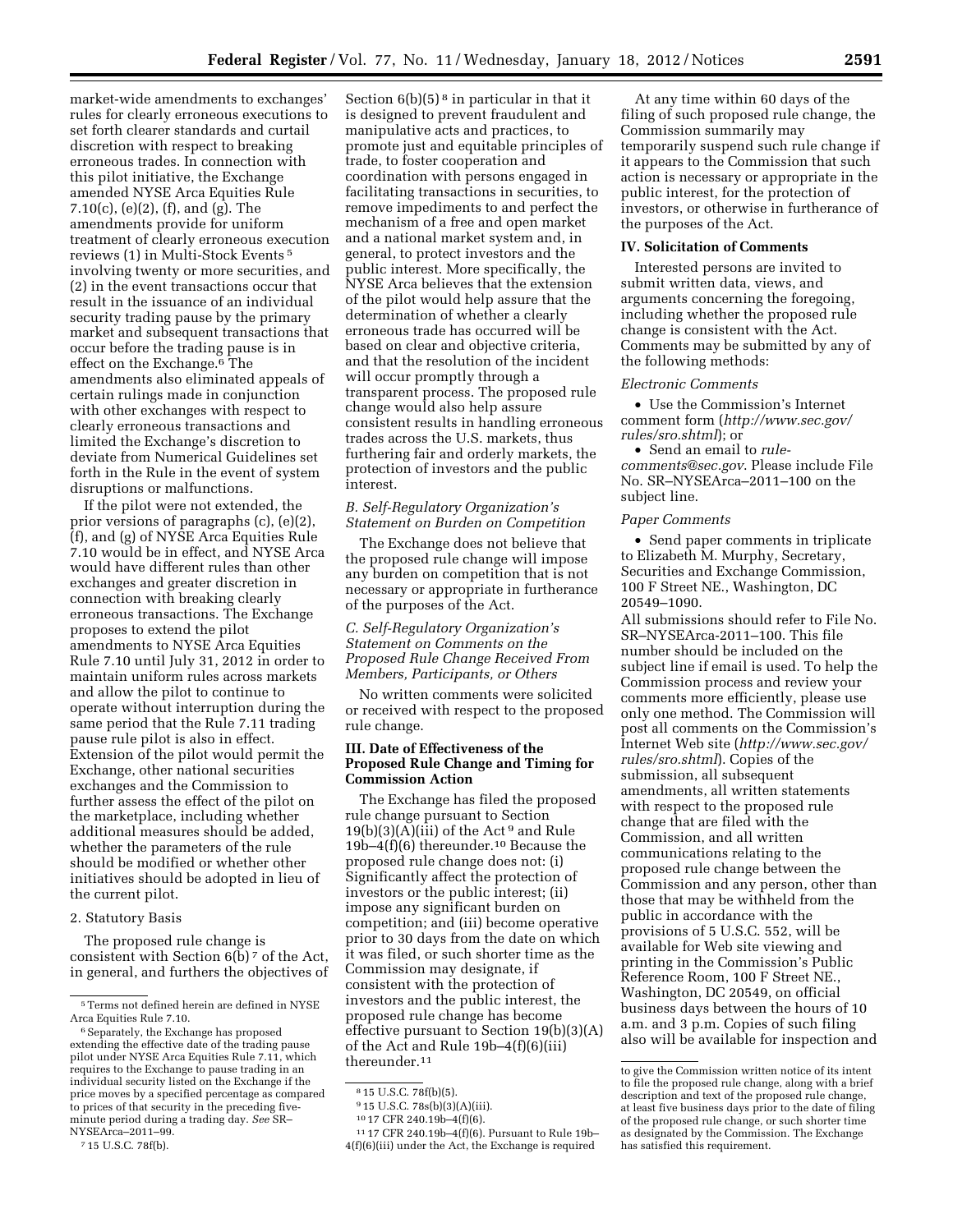market-wide amendments to exchanges' rules for clearly erroneous executions to set forth clearer standards and curtail discretion with respect to breaking erroneous trades. In connection with this pilot initiative, the Exchange amended NYSE Arca Equities Rule 7.10(c), (e)(2), (f), and (g). The amendments provide for uniform treatment of clearly erroneous execution reviews (1) in Multi-Stock Events [5] involving twenty or more securities, and (2) in the event transactions occur that result in the issuance of an individual security trading pause by the primary market and subsequent transactions that occur before the trading pause is in effect on the Exchange.[6] The amendments also eliminated appeals of certain rulings made in conjunction with other exchanges with respect to clearly erroneous transactions and limited the Exchange's discretion to deviate from Numerical Guidelines set forth in the Rule in the event of system disruptions or malfunctions.

If the pilot were not extended, the prior versions of paragraphs (c), (e)(2), (f), and (g) of NYSE Arca Equities Rule 7.10 would be in effect, and NYSE Arca would have different rules than other exchanges and greater discretion in connection with breaking clearly erroneous transactions. The Exchange proposes to extend the pilot amendments to NYSE Arca Equities Rule 7.10 until July 31, 2012 in order to maintain uniform rules across markets and allow the pilot to continue to operate without interruption during the same period that the Rule 7.11 trading pause rule pilot is also in effect. Extension of the pilot would permit the Exchange, other national securities exchanges and the Commission to further assess the effect of the pilot on the marketplace, including whether additional measures should be added, whether the parameters of the rule should be modified or whether other initiatives should be adopted in lieu of the current pilot.

2. Statutory Basis

The proposed rule change is consistent with Section 6(b) [7] of the Act, in general, and furthers the objectives of Section 6(b)(5) [8] in particular in that it is designed to prevent fraudulent and manipulative acts and practices, to promote just and equitable principles of trade, to foster cooperation and coordination with persons engaged in facilitating transactions in securities, to remove impediments to and perfect the mechanism of a free and open market and a national market system and, in general, to protect investors and the public interest. More specifically, the NYSE Arca believes that the extension of the pilot would help assure that the determination of whether a clearly erroneous trade has occurred will be based on clear and objective criteria, and that the resolution of the incident will occur promptly through a transparent process. The proposed rule change would also help assure consistent results in handling erroneous trades across the U.S. markets, thus furthering fair and orderly markets, the protection of investors and the public interest.

*B. Self-Regulatory Organization's Statement on Burden on Competition*

The Exchange does not believe that the proposed rule change will impose any burden on competition that is not necessary or appropriate in furtherance of the purposes of the Act.

*C. Self-Regulatory Organization's Statement on Comments on the Proposed Rule Change Received From Members, Participants, or Others*

No written comments were solicited or received with respect to the proposed rule change.

### III. Date of Effectiveness of the Proposed Rule Change and Timing for Commission Action

The Exchange has filed the proposed rule change pursuant to Section 19(b)(3)(A)(iii) of the Act [9] and Rule 19b–4(f)(6) thereunder.[10] Because the proposed rule change does not: (i) Significantly affect the protection of investors or the public interest; (ii) impose any significant burden on competition; and (iii) become operative prior to 30 days from the date on which it was filed, or such shorter time as the Commission may designate, if consistent with the protection of investors and the public interest, the proposed rule change has become effective pursuant to Section 19(b)(3)(A) of the Act and Rule 19b–4(f)(6)(iii) thereunder.[11]

At any time within 60 days of the filing of such proposed rule change, the Commission summarily may temporarily suspend such rule change if it appears to the Commission that such action is necessary or appropriate in the public interest, for the protection of investors, or otherwise in furtherance of the purposes of the Act.

### IV. Solicitation of Comments

Interested persons are invited to submit written data, views, and arguments concerning the foregoing, including whether the proposed rule change is consistent with the Act. Comments may be submitted by any of the following methods:

*Electronic Comments*

- Use the Commission's Internet comment form (*http://www.sec.gov/rules/sro.shtml*); or
- Send an email to *rule-comments@sec.gov*. Please include File No. SR–NYSEArca–2011–100 on the subject line.

*Paper Comments*

- Send paper comments in triplicate to Elizabeth M. Murphy, Secretary, Securities and Exchange Commission, 100 F Street NE., Washington, DC 20549–1090.

All submissions should refer to File No. SR–NYSEArca-2011–100. This file number should be included on the subject line if email is used. To help the Commission process and review your comments more efficiently, please use only one method. The Commission will post all comments on the Commission's Internet Web site (*http://www.sec.gov/rules/sro.shtml*). Copies of the submission, all subsequent amendments, all written statements with respect to the proposed rule change that are filed with the Commission, and all written communications relating to the proposed rule change between the Commission and any person, other than those that may be withheld from the public in accordance with the provisions of 5 U.S.C. 552, will be available for Web site viewing and printing in the Commission's Public Reference Room, 100 F Street NE., Washington, DC 20549, on official business days between the hours of 10 a.m. and 3 p.m. Copies of such filing also will be available for inspection and

---

[5] Terms not defined herein are defined in NYSE Arca Equities Rule 7.10.

[6] Separately, the Exchange has proposed extending the effective date of the trading pause pilot under NYSE Arca Equities Rule 7.11, which requires to the Exchange to pause trading in an individual security listed on the Exchange if the price moves by a specified percentage as compared to prices of that security in the preceding five-minute period during a trading day. *See* SR–NYSEArca–2011–99.

[7] 15 U.S.C. 78f(b).

[8] 15 U.S.C. 78f(b)(5).

[9] 15 U.S.C. 78s(b)(3)(A)(iii).

[10] 17 CFR 240.19b–4(f)(6).

[11] 17 CFR 240.19b–4(f)(6). Pursuant to Rule 19b–4(f)(6)(iii) under the Act, the Exchange is required to give the Commission written notice of its intent to file the proposed rule change, along with a brief description and text of the proposed rule change, at least five business days prior to the date of filing of the proposed rule change, or such shorter time as designated by the Commission. The Exchange has satisfied this requirement.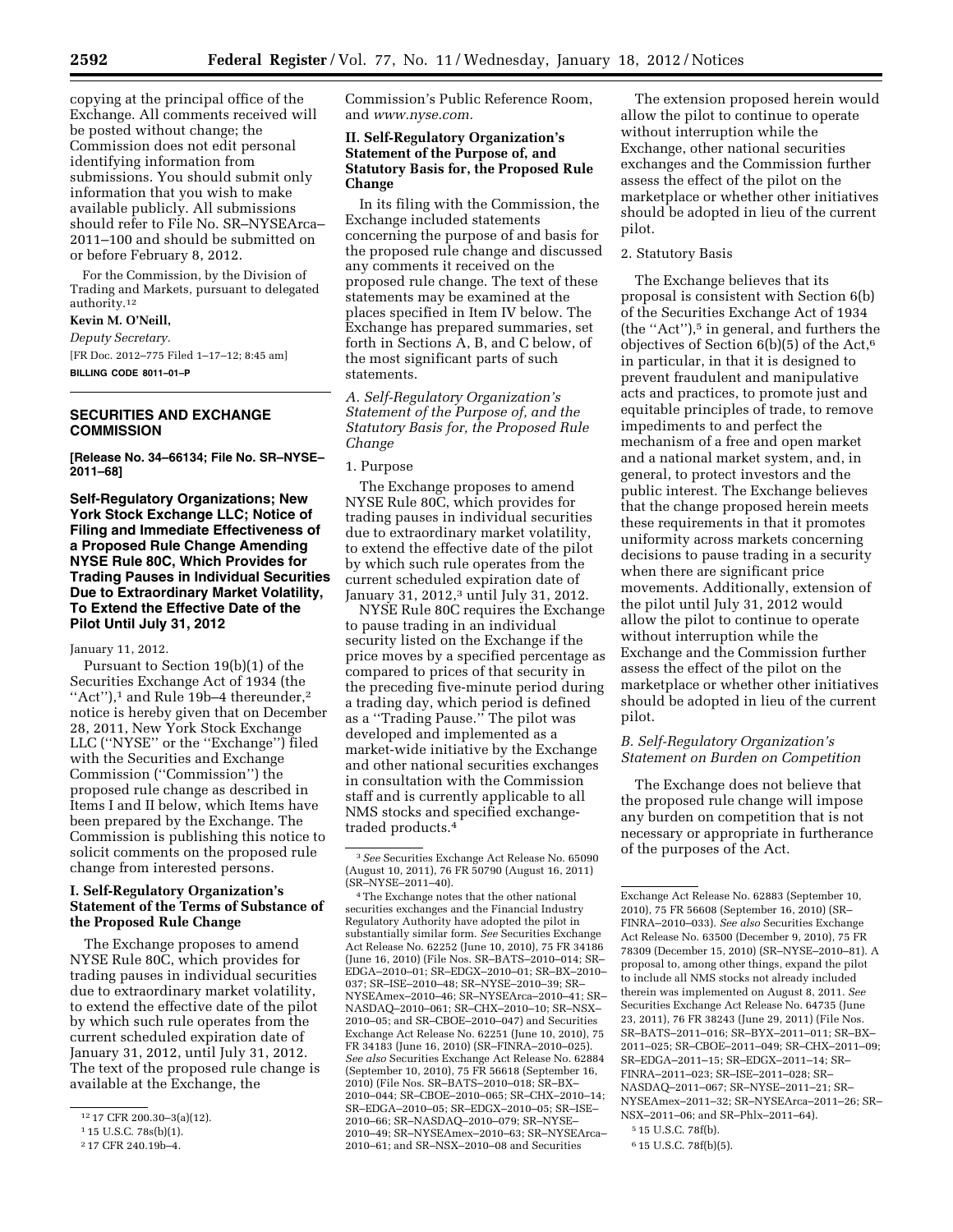copying at the principal office of the Exchange. All comments received will be posted without change; the Commission does not edit personal identifying information from submissions. You should submit only information that you wish to make available publicly. All submissions should refer to File No. SR–NYSEArca–2011–100 and should be submitted on or before February 8, 2012.

For the Commission, by the Division of Trading and Markets, pursuant to delegated authority.[12]

**Kevin M. O'Neill,**

*Deputy Secretary.*

[FR Doc. 2012–775 Filed 1–17–12; 8:45 am]

**BILLING CODE 8011–01–P**

---

## SECURITIES AND EXCHANGE COMMISSION

**[Release No. 34–66134; File No. SR–NYSE–2011–68]**

## Self-Regulatory Organizations; New York Stock Exchange LLC; Notice of Filing and Immediate Effectiveness of a Proposed Rule Change Amending NYSE Rule 80C, Which Provides for Trading Pauses in Individual Securities Due to Extraordinary Market Volatility, To Extend the Effective Date of the Pilot Until July 31, 2012

January 11, 2012.

Pursuant to Section 19(b)(1) of the Securities Exchange Act of 1934 (the "Act"),[1] and Rule 19b–4 thereunder,[2] notice is hereby given that on December 28, 2011, New York Stock Exchange LLC ("NYSE" or the "Exchange") filed with the Securities and Exchange Commission ("Commission") the proposed rule change as described in Items I and II below, which Items have been prepared by the Exchange. The Commission is publishing this notice to solicit comments on the proposed rule change from interested persons.

### I. Self-Regulatory Organization's Statement of the Terms of Substance of the Proposed Rule Change

The Exchange proposes to amend NYSE Rule 80C, which provides for trading pauses in individual securities due to extraordinary market volatility, to extend the effective date of the pilot by which such rule operates from the current scheduled expiration date of January 31, 2012, until July 31, 2012. The text of the proposed rule change is available at the Exchange, the Commission's Public Reference Room, and *www.nyse.com.*

### II. Self-Regulatory Organization's Statement of the Purpose of, and Statutory Basis for, the Proposed Rule Change

In its filing with the Commission, the Exchange included statements concerning the purpose of and basis for the proposed rule change and discussed any comments it received on the proposed rule change. The text of these statements may be examined at the places specified in Item IV below. The Exchange has prepared summaries, set forth in Sections A, B, and C below, of the most significant parts of such statements.

#### *A. Self-Regulatory Organization's Statement of the Purpose of, and the Statutory Basis for, the Proposed Rule Change*

1. Purpose

The Exchange proposes to amend NYSE Rule 80C, which provides for trading pauses in individual securities due to extraordinary market volatility, to extend the effective date of the pilot by which such rule operates from the current scheduled expiration date of January 31, 2012,[3] until July 31, 2012.

NYSE Rule 80C requires the Exchange to pause trading in an individual security listed on the Exchange if the price moves by a specified percentage as compared to prices of that security in the preceding five-minute period during a trading day, which period is defined as a "Trading Pause." The pilot was developed and implemented as a market-wide initiative by the Exchange and other national securities exchanges in consultation with the Commission staff and is currently applicable to all NMS stocks and specified exchange-traded products.[4]

The extension proposed herein would allow the pilot to continue to operate without interruption while the Exchange, other national securities exchanges and the Commission further assess the effect of the pilot on the marketplace or whether other initiatives should be adopted in lieu of the current pilot.

2. Statutory Basis

The Exchange believes that its proposal is consistent with Section 6(b) of the Securities Exchange Act of 1934 (the "Act"),[5] in general, and furthers the objectives of Section 6(b)(5) of the Act,[6] in particular, in that it is designed to prevent fraudulent and manipulative acts and practices, to promote just and equitable principles of trade, to remove impediments to and perfect the mechanism of a free and open market and a national market system, and, in general, to protect investors and the public interest. The Exchange believes that the change proposed herein meets these requirements in that it promotes uniformity across markets concerning decisions to pause trading in a security when there are significant price movements. Additionally, extension of the pilot until July 31, 2012 would allow the pilot to continue to operate without interruption while the Exchange and the Commission further assess the effect of the pilot on the marketplace or whether other initiatives should be adopted in lieu of the current pilot.

#### *B. Self-Regulatory Organization's Statement on Burden on Competition*

The Exchange does not believe that the proposed rule change will impose any burden on competition that is not necessary or appropriate in furtherance of the purposes of the Act.

---

[12] 17 CFR 200.30–3(a)(12).

[1] 15 U.S.C. 78s(b)(1).

[2] 17 CFR 240.19b–4.

[3] *See* Securities Exchange Act Release No. 65090 (August 10, 2011), 76 FR 50790 (August 16, 2011) (SR–NYSE–2011–40).

[4] The Exchange notes that the other national securities exchanges and the Financial Industry Regulatory Authority have adopted the pilot in substantially similar form. *See* Securities Exchange Act Release No. 62252 (June 10, 2010), 75 FR 34186 (June 16, 2010) (File Nos. SR–BATS–2010–014; SR–EDGA–2010–01; SR–EDGX–2010–01; SR–BX–2010–037; SR–ISE–2010–48; SR–NYSE–2010–39; SR–NYSEAmex–2010–46; SR–NYSEArca–2010–41; SR–NASDAQ–2010–061; SR–CHX–2010–10; SR–NSX–2010–05; and SR–CBOE–2010–047) and Securities Exchange Act Release No. 62251 (June 10, 2010), 75 FR 34183 (June 16, 2010) (SR–FINRA–2010–025). *See also* Securities Exchange Act Release No. 62884 (September 10, 2010), 75 FR 56618 (September 16, 2010) (File Nos. SR–BATS–2010–018; SR–BX–2010–044; SR–CBOE–2010–065; SR–CHX–2010–14; SR–EDGA–2010–05; SR–EDGX–2010–05; SR–ISE–2010–66; SR–NASDAQ–2010–079; SR–NYSE–2010–49; SR–NYSEAmex–2010–63; SR–NYSEArca–2010–61; and SR–NSX–2010–08 and Securities Exchange Act Release No. 62883 (September 10, 2010), 75 FR 56608 (September 16, 2010) (SR–FINRA–2010–033). *See also* Securities Exchange Act Release No. 63500 (December 9, 2010), 75 FR 78309 (December 15, 2010) (SR–NYSE–2010–81). A proposal to, among other things, expand the pilot to include all NMS stocks not already included therein was implemented on August 8, 2011. *See* Securities Exchange Act Release No. 64735 (June 23, 2011), 76 FR 38243 (June 29, 2011) (File Nos. SR–BATS–2011–016; SR–BYX–2011–011; SR–BX–2011–025; SR–CBOE–2011–049; SR–CHX–2011–09; SR–EDGA–2011–15; SR–EDGX–2011–14; SR–FINRA–2011–023; SR–ISE–2011–028; SR–NASDAQ–2011–067; SR–NYSE–2011–21; SR–NYSEAmex–2011–32; SR–NYSEArca–2011–26; SR–NSX–2011–06; and SR–Phlx–2011–64).

[5] 15 U.S.C. 78f(b).

[6] 15 U.S.C. 78f(b)(5).